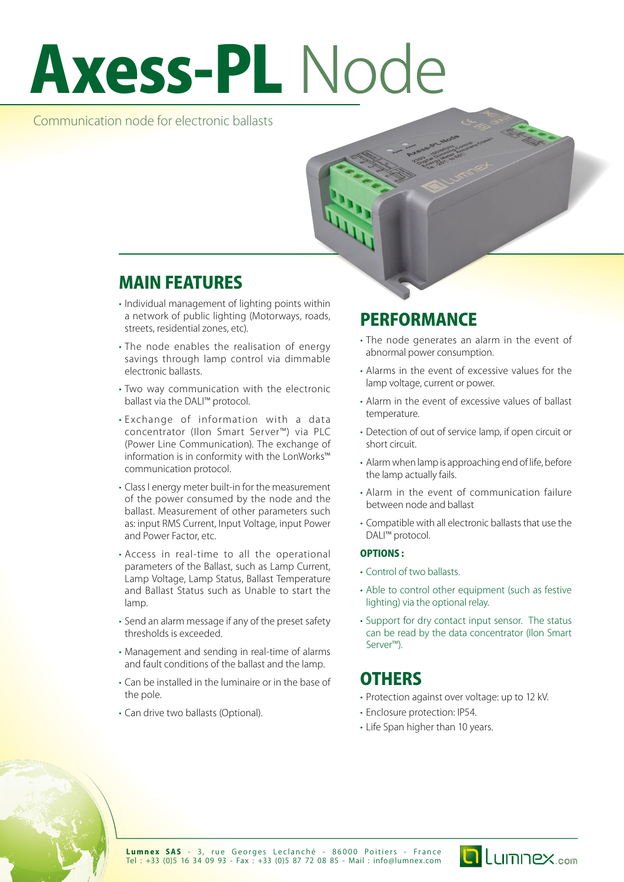# Axess-PL Node

Communication node for electronic ballasts

## MAIN FEATURES

- Individual management of lighting points within a network of public lighting (Motorways, roads, streets, residential zones, etc).
- The node enables the realisation of energy savings through lamp control via dimmable electronic ballasts.
- Two way communication with the electronic ballast via the DALI™ protocol.
- Exchange of information with a data concentrator (Ilon Smart Server™) via PLC (Power Line Communication). The exchange of information is in conformity with the LonWorks™ communication protocol.
- Class I energy meter built-in for the measurement of the power consumed by the node and the ballast. Measurement of other parameters such as: input RMS Current, Input Voltage, input Power and Power Factor, etc.
- Access in real-time to all the operational parameters of the Ballast, such as Lamp Current, Lamp Voltage, Lamp Status, Ballast Temperature and Ballast Status such as Unable to start the lamp.
- Send an alarm message if any of the preset safety thresholds is exceeded.
- Management and sending in real-time of alarms and fault conditions of the ballast and the lamp.
- Can be installed in the luminaire or in the base of the pole.
- Can drive two ballasts (Optional).

## PERFORMANCE

- The node generates an alarm in the event of abnormal power consumption.
- Alarms in the event of excessive values for the lamp voltage, current or power.
- Alarm in the event of excessive values of ballast temperature.
- Detection of out of service lamp, if open circuit or short circuit.
- Alarm when lamp is approaching end of life, before the lamp actually fails.
- Alarm in the event of communication failure between node and ballast
- Compatible with all electronic ballasts that use the DALI™ protocol.

### OPTIONS :

- Control of two ballasts.
- Able to control other equipment (such as festive lighting) via the optional relay.
- Support for dry contact input sensor. The status can be read by the data concentrator (Ilon Smart Server™).

## OTHERS

- Protection against over voltage: up to 12 kV.
- Enclosure protection: IP54.
- Life Span higher than 10 years.

**Lumnex SAS** - 3, rue Georges Leclanché - 86000 Poitiers - France
Tel : +33 (0)5 16 34 09 93 - Fax : +33 (0)5 87 72 08 85 - Mail : info@lumnex.com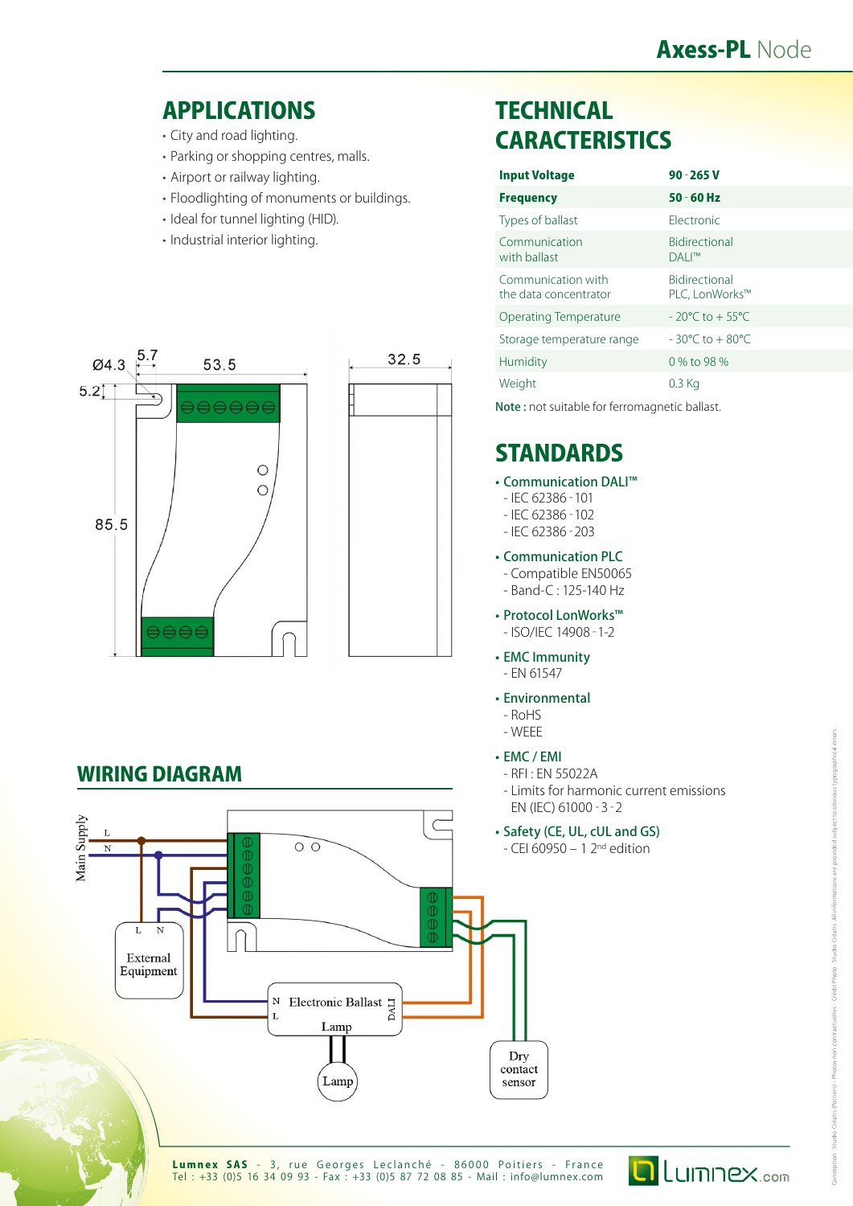# Axess-PL Node

## APPLICATIONS

- City and road lighting.
- Parking or shopping centres, malls.
- Airport or railway lighting.
- Floodlighting of monuments or buildings.
- Ideal for tunnel lighting (HID).
- Industrial interior lighting.

Ø4.3
5.7
53.5
32.5
5.2
85.5

## TECHNICAL CARACTERISTICS

| | |
|---|---|
| **Input Voltage** | **90 - 265 V** |
| **Frequency** | **50 - 60 Hz** |
| Types of ballast | Electronic |
| Communication with ballast | Bidirectional DALI™ |
| Communication with the data concentrator | Bidirectional PLC, LonWorks™ |
| Operating Temperature | - 20°C to + 55°C |
| Storage temperature range | - 30°C to + 80°C |
| Humidity | 0 % to 98 % |
| Weight | 0.3 Kg |

**Note :** not suitable for ferromagnetic ballast.

## STANDARDS

- **Communication DALI™**
  - IEC 62386 - 101
  - IEC 62386 - 102
  - IEC 62386 - 203
- **Communication PLC**
  - Compatible EN50065
  - Band-C : 125-140 Hz
- **Protocol LonWorks™**
  - ISO/IEC 14908 - 1-2
- **EMC Immunity**
  - EN 61547
- **Environmental**
  - RoHS
  - WEEE
- **EMC / EMI**
  - RFI : EN 55022A
  - Limits for harmonic current emissions EN (IEC) 61000 - 3 - 2
- **Safety (CE, UL, cUL and GS)**
  - CEI 60950 – 1 2nd edition

## WIRING DIAGRAM

Main Supply
L
N
L N
External Equipment
N Electronic Ballast
L
DALI
Lamp
Lamp
Dry contact sensor

**Lumnex SAS** - 3, rue Georges Leclanché - 86000 Poitiers - France
Tel : +33 (0)5 16 34 09 93 - Fax : +33 (0)5 87 72 08 85 - Mail : info@lumnex.com

Lumnex.com